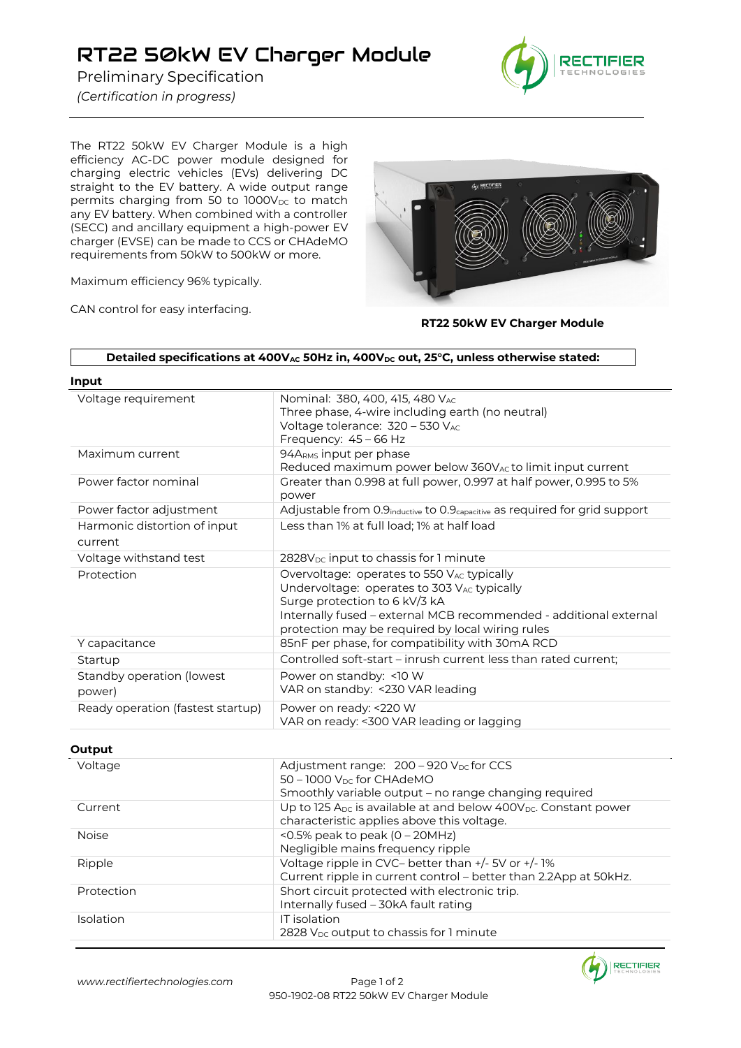# RT22 50kW EV Charger Module

Preliminary Specification

*(Certification in progress)*

The RT22 50kW EV Charger Module is a high efficiency AC-DC power module designed for charging electric vehicles (EVs) delivering DC straight to the EV battery. A wide output range permits charging from 50 to 1000$V_{DC}$ to match any EV battery. When combined with a controller (SECC) and ancillary equipment a high-power EV charger (EVSE) can be made to CCS or CHAdeMO requirements from 50kW to 500kW or more.

Maximum efficiency 96% typically.

CAN control for easy interfacing.

**RT22 50kW EV Charger Module**

**Detailed specifications at 400$V_{AC}$ 50Hz in, 400$V_{DC}$ out, 25°C, unless otherwise stated:**

**Input**

| | |
|---|---|
| Voltage requirement | Nominal: 380, 400, 415, 480 $V_{AC}$<br>Three phase, 4-wire including earth (no neutral)<br>Voltage tolerance: 320 – 530 $V_{AC}$<br>Frequency: 45 – 66 Hz |
| Maximum current | 94$A_{RMS}$ input per phase<br>Reduced maximum power below 360$V_{AC}$ to limit input current |
| Power factor nominal | Greater than 0.998 at full power, 0.997 at half power, 0.995 to 5% power |
| Power factor adjustment | Adjustable from $0.9_{inductive}$ to $0.9_{capacitive}$ as required for grid support |
| Harmonic distortion of input current | Less than 1% at full load; 1% at half load |
| Voltage withstand test | 2828$V_{DC}$ input to chassis for 1 minute |
| Protection | Overvoltage: operates to 550 $V_{AC}$ typically<br>Undervoltage: operates to 303 $V_{AC}$ typically<br>Surge protection to 6 kV/3 kA<br>Internally fused – external MCB recommended - additional external protection may be required by local wiring rules |
| Y capacitance | 85nF per phase, for compatibility with 30mA RCD |
| Startup | Controlled soft-start – inrush current less than rated current; |
| Standby operation (lowest power) | Power on standby: <10 W<br>VAR on standby: <230 VAR leading |
| Ready operation (fastest startup) | Power on ready: <220 W<br>VAR on ready: <300 VAR leading or lagging |

**Output**

| | |
|---|---|
| Voltage | Adjustment range: 200 – 920 $V_{DC}$ for CCS<br>50 – 1000 $V_{DC}$ for CHAdeMO<br>Smoothly variable output – no range changing required |
| Current | Up to 125 $A_{DC}$ is available at and below 400$V_{DC}$. Constant power characteristic applies above this voltage. |
| Noise | <0.5% peak to peak (0 – 20MHz)<br>Negligible mains frequency ripple |
| Ripple | Voltage ripple in CVC– better than +/- 5V or +/- 1%<br>Current ripple in current control – better than 2.2App at 50kHz. |
| Protection | Short circuit protected with electronic trip.<br>Internally fused – 30kA fault rating |
| Isolation | IT isolation<br>2828 $V_{DC}$ output to chassis for 1 minute |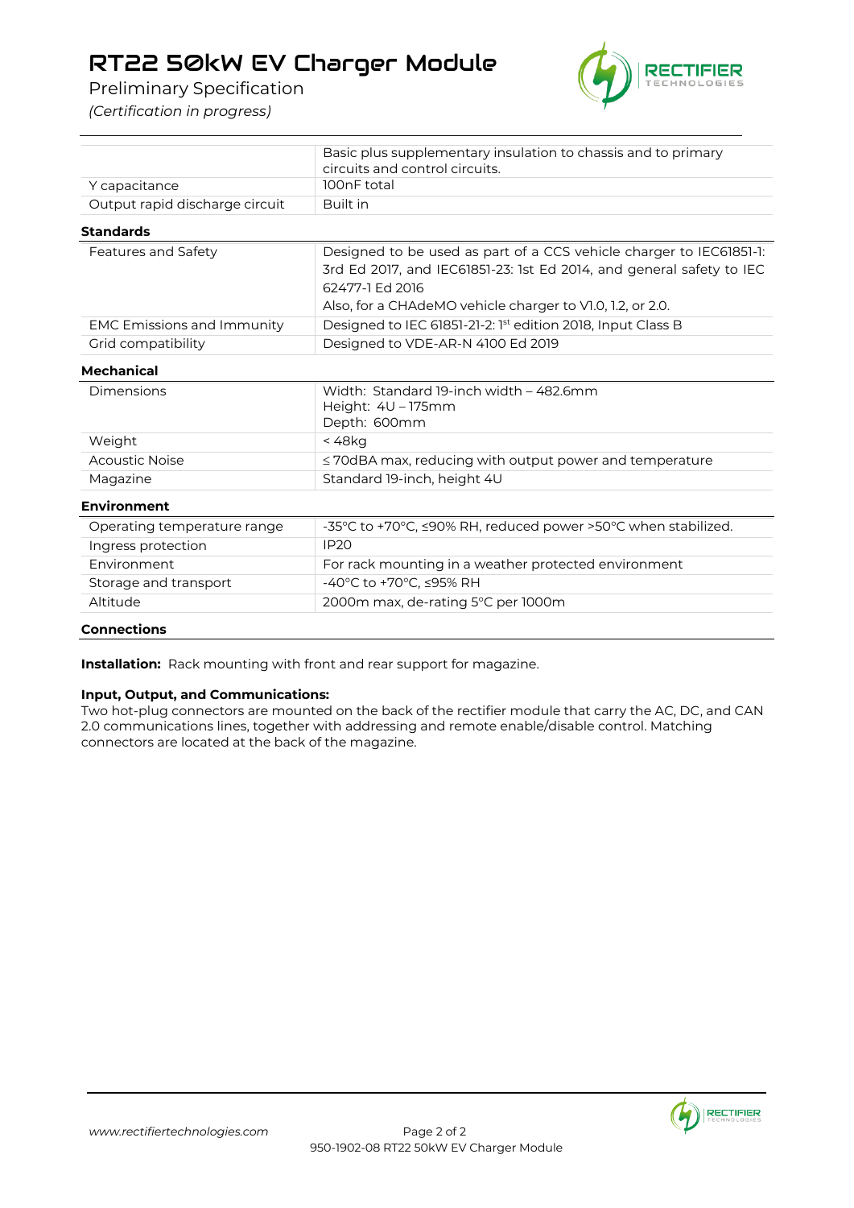# RT22 50kW EV Charger Module

Preliminary Specification

*(Certification in progress)*

| | |
|---|---|
| | Basic plus supplementary insulation to chassis and to primary circuits and control circuits. |
| Y capacitance | 100nF total |
| Output rapid discharge circuit | Built in |

**Standards**

| | |
|---|---|
| Features and Safety | Designed to be used as part of a CCS vehicle charger to IEC61851-1: 3rd Ed 2017, and IEC61851-23: 1st Ed 2014, and general safety to IEC 62477-1 Ed 2016<br>Also, for a CHAdeMO vehicle charger to V1.0, 1.2, or 2.0. |
| EMC Emissions and Immunity | Designed to IEC 61851-21-2: 1st edition 2018, Input Class B |
| Grid compatibility | Designed to VDE-AR-N 4100 Ed 2019 |

**Mechanical**

| | |
|---|---|
| Dimensions | Width: Standard 19-inch width – 482.6mm<br>Height: 4U – 175mm<br>Depth: 600mm |
| Weight | < 48kg |
| Acoustic Noise | ≤ 70dBA max, reducing with output power and temperature |
| Magazine | Standard 19-inch, height 4U |

**Environment**

| | |
|---|---|
| Operating temperature range | -35°C to +70°C, ≤90% RH, reduced power >50°C when stabilized. |
| Ingress protection | IP20 |
| Environment | For rack mounting in a weather protected environment |
| Storage and transport | -40°C to +70°C, ≤95% RH |
| Altitude | 2000m max, de-rating 5°C per 1000m |

**Connections**

**Installation:** Rack mounting with front and rear support for magazine.

**Input, Output, and Communications:**
Two hot-plug connectors are mounted on the back of the rectifier module that carry the AC, DC, and CAN 2.0 communications lines, together with addressing and remote enable/disable control. Matching connectors are located at the back of the magazine.